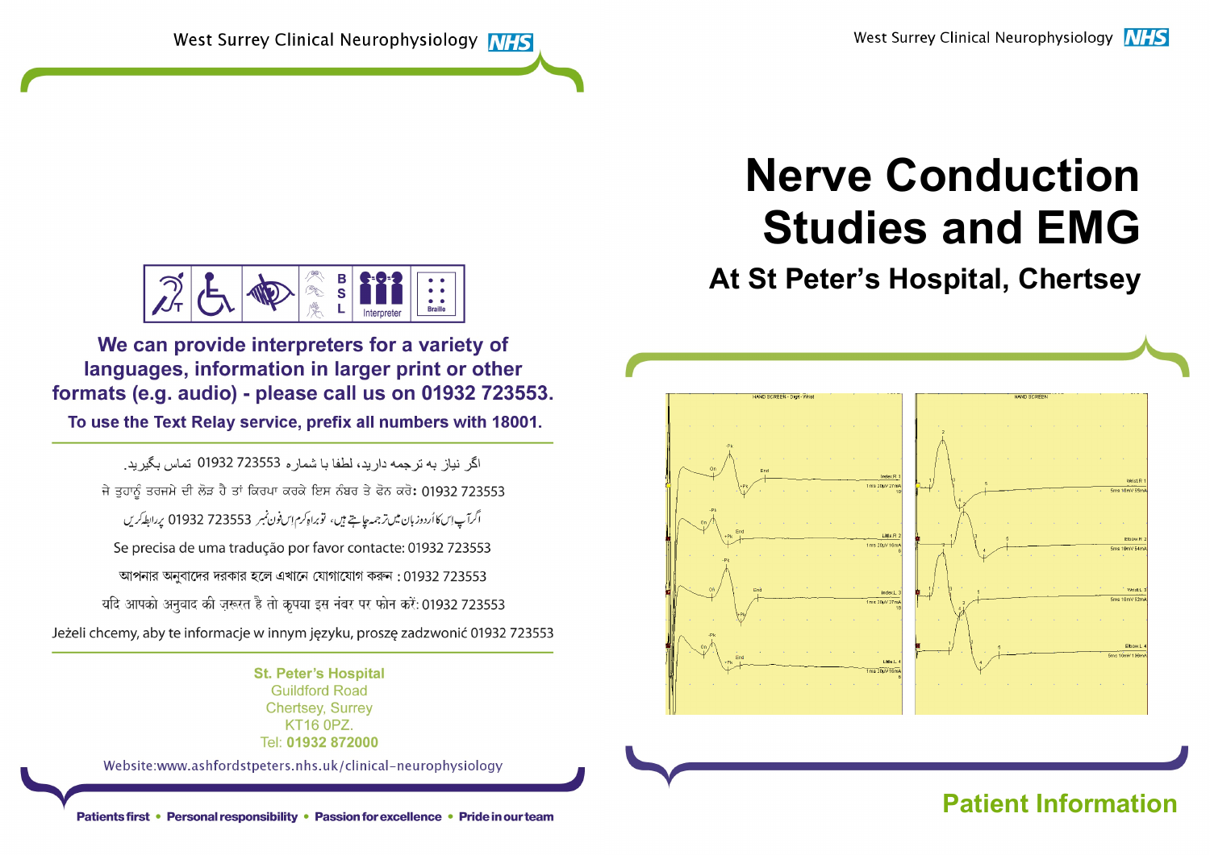West Surrey Clinical Neurophysiology NHS

# Nerve Conduction Studies and EMG

## At St Peter's Hospital, Chertsey

**Patient Information**

**We can provide interpreters for a variety of languages, information in larger print or other formats (e.g. audio) - please call us on 01932 723553.**

**To use the Text Relay service, prefix all numbers with 18001.**

اگر نیاز به ترجمه دارید، لطفا با شماره 01932 723553 تماس بگیرید.

ਜੇ ਤੁਹਾਨੂੰ ਤਰਜਮੇ ਦੀ ਲੋੜ ਹੈ ਤਾਂ ਕਿਰਪਾ ਕਰਕੇ ਇਸ ਨੰਬਰ ਤੇ ਫੋਨ ਕਰੋ: 01932 723553

اگر آپ اس کا اُردو زبان میں ترجمہ چاہتے ہیں، تو براہ کرم اس فون نمبر 01932 723553 پر رابطہ کریں

Se precisa de uma tradução por favor contacte: 01932 723553

আপনার অনুবাদের দরকার হলে এখানে যোগাযোগ করুন : 01932 723553

यदि आपको अनुवाद की ज़रूरत है तो कृपया इस नंबर पर फोन करें: 01932 723553

Jeżeli chcemy, aby te informacje w innym języku, proszę zadzwonić 01932 723553

**St. Peter's Hospital**
Guildford Road
Chertsey, Surrey
KT16 0PZ.
Tel: **01932 872000**

Website:www.ashfordstpeters.nhs.uk/clinical-neurophysiology

**Patients first • Personal responsibility • Passion for excellence • Pride in our team**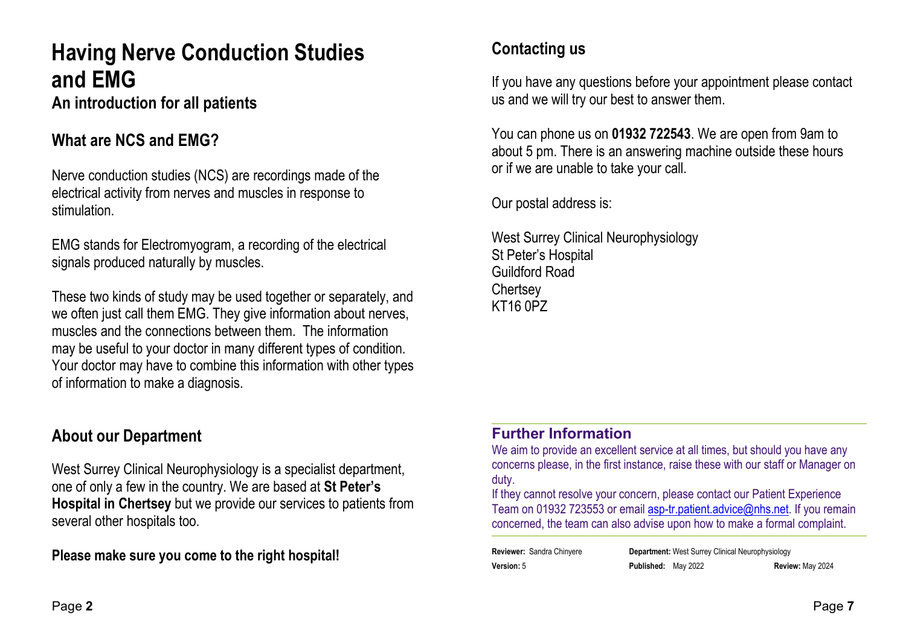# Having Nerve Conduction Studies and EMG

## An introduction for all patients

### What are NCS and EMG?

Nerve conduction studies (NCS) are recordings made of the electrical activity from nerves and muscles in response to stimulation.

EMG stands for Electromyogram, a recording of the electrical signals produced naturally by muscles.

These two kinds of study may be used together or separately, and we often just call them EMG. They give information about nerves, muscles and the connections between them. The information may be useful to your doctor in many different types of condition. Your doctor may have to combine this information with other types of information to make a diagnosis.

### About our Department

West Surrey Clinical Neurophysiology is a specialist department, one of only a few in the country. We are based at **St Peter's Hospital in Chertsey** but we provide our services to patients from several other hospitals too.

**Please make sure you come to the right hospital!**

### Contacting us

If you have any questions before your appointment please contact us and we will try our best to answer them.

You can phone us on **01932 722543**. We are open from 9am to about 5 pm. There is an answering machine outside these hours or if we are unable to take your call.

Our postal address is:

West Surrey Clinical Neurophysiology
St Peter's Hospital
Guildford Road
Chertsey
KT16 0PZ

### Further Information

We aim to provide an excellent service at all times, but should you have any concerns please, in the first instance, raise these with our staff or Manager on duty.

If they cannot resolve your concern, please contact our Patient Experience Team on 01932 723553 or email asp-tr.patient.advice@nhs.net. If you remain concerned, the team can also advise upon how to make a formal complaint.

**Reviewer:** Sandra Chinyere **Department:** West Surrey Clinical Neurophysiology
**Version:** 5 **Published:** May 2022 **Review:** May 2024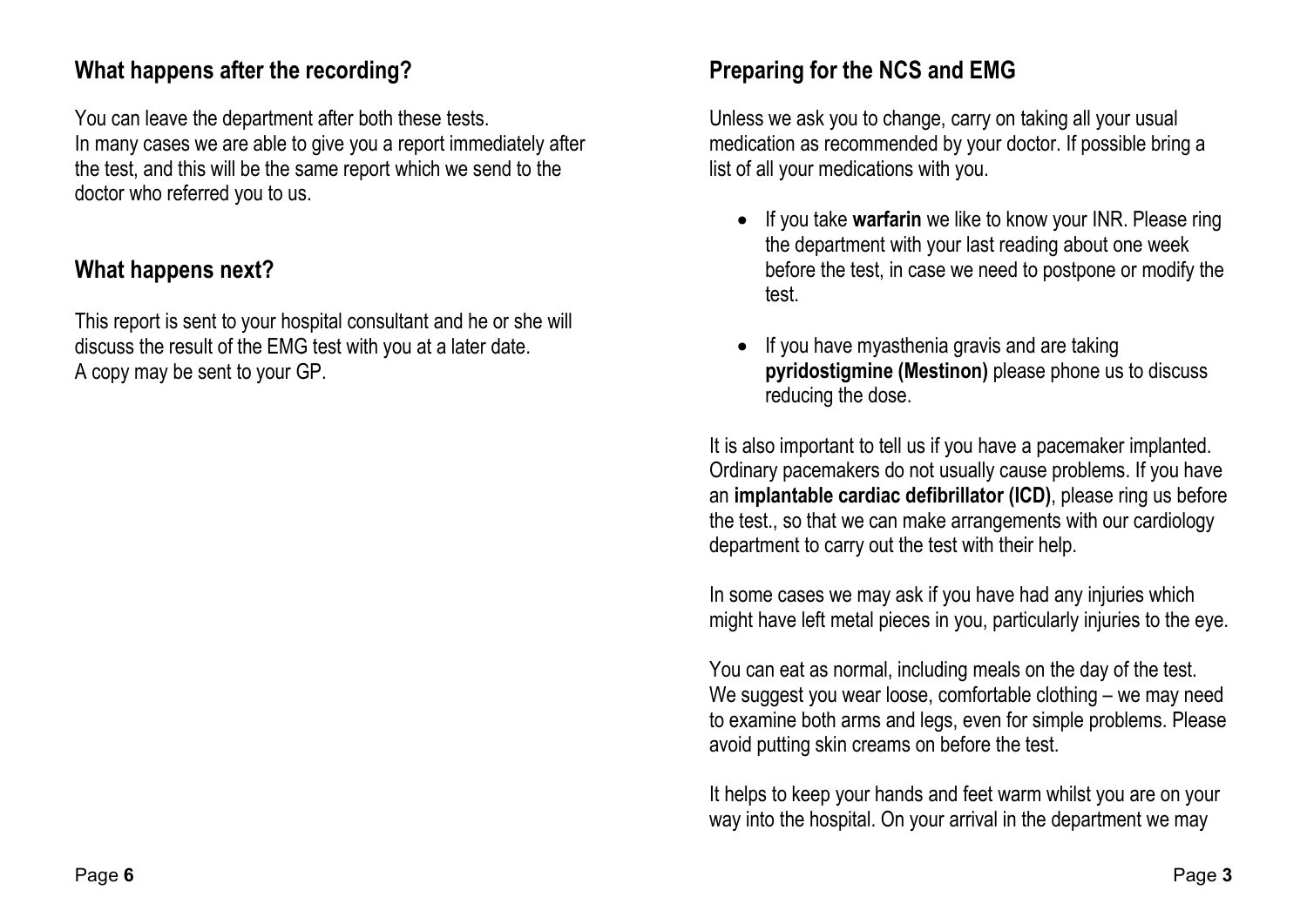## What happens after the recording?

You can leave the department after both these tests.
In many cases we are able to give you a report immediately after the test, and this will be the same report which we send to the doctor who referred you to us.

## What happens next?

This report is sent to your hospital consultant and he or she will discuss the result of the EMG test with you at a later date.
A copy may be sent to your GP.

## Preparing for the NCS and EMG

Unless we ask you to change, carry on taking all your usual medication as recommended by your doctor. If possible bring a list of all your medications with you.

- If you take **warfarin** we like to know your INR. Please ring the department with your last reading about one week before the test, in case we need to postpone or modify the test.
- If you have myasthenia gravis and are taking **pyridostigmine (Mestinon)** please phone us to discuss reducing the dose.

It is also important to tell us if you have a pacemaker implanted. Ordinary pacemakers do not usually cause problems. If you have an **implantable cardiac defibrillator (ICD)**, please ring us before the test., so that we can make arrangements with our cardiology department to carry out the test with their help.

In some cases we may ask if you have had any injuries which might have left metal pieces in you, particularly injuries to the eye.

You can eat as normal, including meals on the day of the test. We suggest you wear loose, comfortable clothing – we may need to examine both arms and legs, even for simple problems. Please avoid putting skin creams on before the test.

It helps to keep your hands and feet warm whilst you are on your way into the hospital. On your arrival in the department we may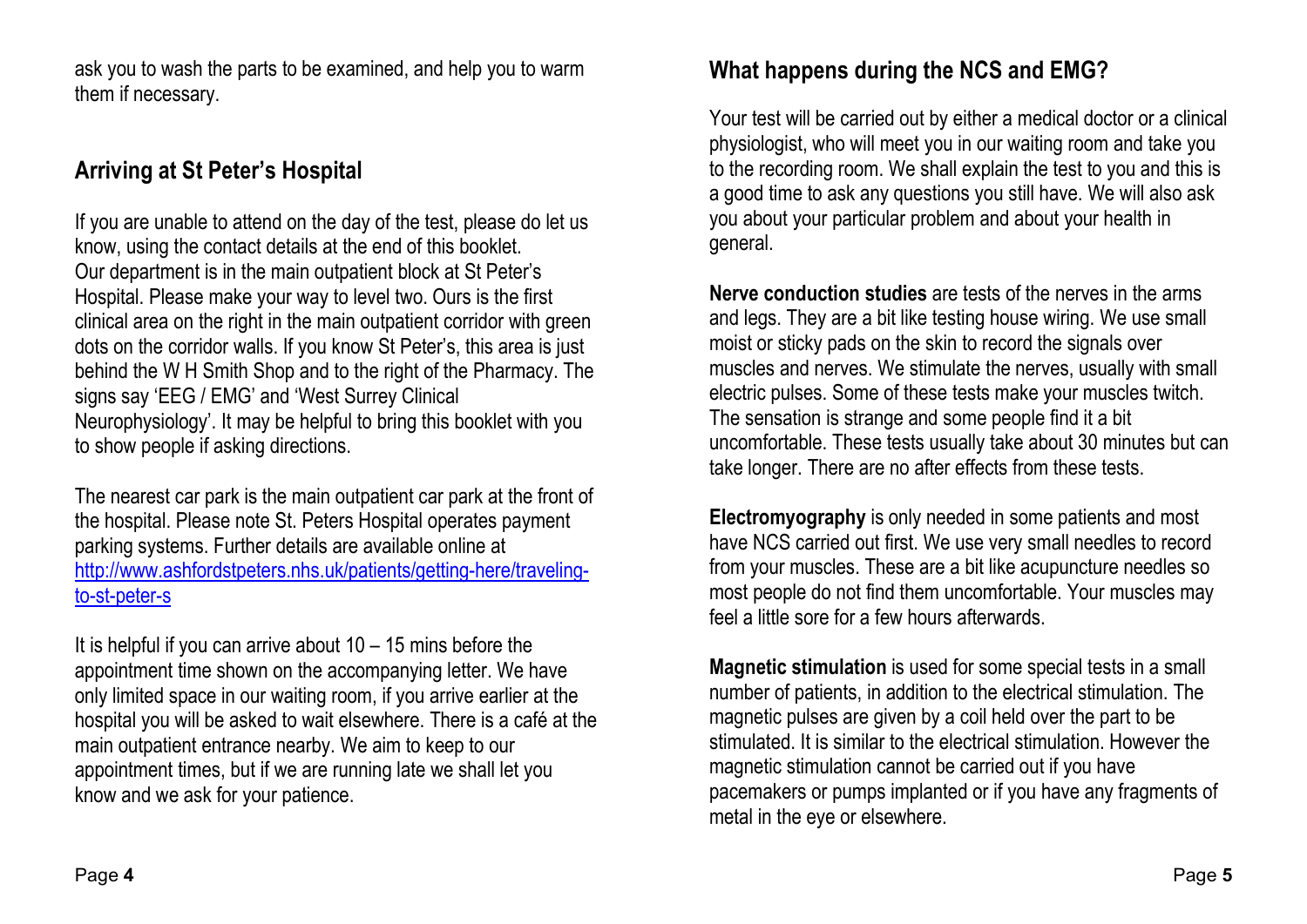ask you to wash the parts to be examined, and help you to warm them if necessary.

## Arriving at St Peter's Hospital

If you are unable to attend on the day of the test, please do let us know, using the contact details at the end of this booklet. Our department is in the main outpatient block at St Peter's Hospital. Please make your way to level two. Ours is the first clinical area on the right in the main outpatient corridor with green dots on the corridor walls. If you know St Peter's, this area is just behind the W H Smith Shop and to the right of the Pharmacy. The signs say 'EEG / EMG' and 'West Surrey Clinical Neurophysiology'. It may be helpful to bring this booklet with you to show people if asking directions.

The nearest car park is the main outpatient car park at the front of the hospital. Please note St. Peters Hospital operates payment parking systems. Further details are available online at [http://www.ashfordstpeters.nhs.uk/patients/getting-here/traveling-to-st-peter-s](http://www.ashfordstpeters.nhs.uk/patients/getting-here/traveling-to-st-peter-s)

It is helpful if you can arrive about 10 – 15 mins before the appointment time shown on the accompanying letter. We have only limited space in our waiting room, if you arrive earlier at the hospital you will be asked to wait elsewhere. There is a café at the main outpatient entrance nearby. We aim to keep to our appointment times, but if we are running late we shall let you know and we ask for your patience.

## What happens during the NCS and EMG?

Your test will be carried out by either a medical doctor or a clinical physiologist, who will meet you in our waiting room and take you to the recording room. We shall explain the test to you and this is a good time to ask any questions you still have. We will also ask you about your particular problem and about your health in general.

**Nerve conduction studies** are tests of the nerves in the arms and legs. They are a bit like testing house wiring. We use small moist or sticky pads on the skin to record the signals over muscles and nerves. We stimulate the nerves, usually with small electric pulses. Some of these tests make your muscles twitch. The sensation is strange and some people find it a bit uncomfortable. These tests usually take about 30 minutes but can take longer. There are no after effects from these tests.

**Electromyography** is only needed in some patients and most have NCS carried out first. We use very small needles to record from your muscles. These are a bit like acupuncture needles so most people do not find them uncomfortable. Your muscles may feel a little sore for a few hours afterwards.

**Magnetic stimulation** is used for some special tests in a small number of patients, in addition to the electrical stimulation. The magnetic pulses are given by a coil held over the part to be stimulated. It is similar to the electrical stimulation. However the magnetic stimulation cannot be carried out if you have pacemakers or pumps implanted or if you have any fragments of metal in the eye or elsewhere.